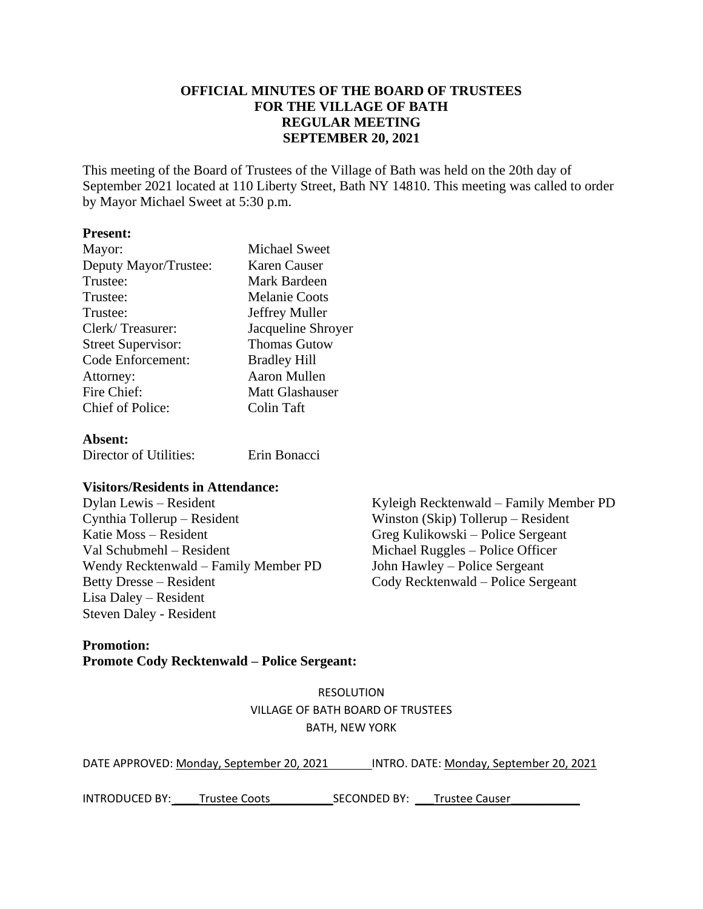**OFFICIAL MINUTES OF THE BOARD OF TRUSTEES**
**FOR THE VILLAGE OF BATH**
**REGULAR MEETING**
**SEPTEMBER 20, 2021**

This meeting of the Board of Trustees of the Village of Bath was held on the 20th day of September 2021 located at 110 Liberty Street, Bath NY 14810. This meeting was called to order by Mayor Michael Sweet at 5:30 p.m.

**Present:**

| | |
|---|---|
| Mayor: | Michael Sweet |
| Deputy Mayor/Trustee: | Karen Causer |
| Trustee: | Mark Bardeen |
| Trustee: | Melanie Coots |
| Trustee: | Jeffrey Muller |
| Clerk/ Treasurer: | Jacqueline Shroyer |
| Street Supervisor: | Thomas Gutow |
| Code Enforcement: | Bradley Hill |
| Attorney: | Aaron Mullen |
| Fire Chief: | Matt Glashauser |
| Chief of Police: | Colin Taft |

**Absent:**

| | |
|---|---|
| Director of Utilities: | Erin Bonacci |

**Visitors/Residents in Attendance:**

Dylan Lewis – Resident
Cynthia Tollerup – Resident
Katie Moss – Resident
Val Schubmehl – Resident
Wendy Recktenwald – Family Member PD
Betty Dresse – Resident
Lisa Daley – Resident
Steven Daley - Resident
Kyleigh Recktenwald – Family Member PD
Winston (Skip) Tollerup – Resident
Greg Kulikowski – Police Sergeant
Michael Ruggles – Police Officer
John Hawley – Police Sergeant
Cody Recktenwald – Police Sergeant

**Promotion:**
**Promote Cody Recktenwald – Police Sergeant:**

RESOLUTION
VILLAGE OF BATH BOARD OF TRUSTEES
BATH, NEW YORK

DATE APPROVED: Monday, September 20, 2021 INTRO. DATE: Monday, September 20, 2021

INTRODUCED BY: Trustee Coots SECONDED BY: Trustee Causer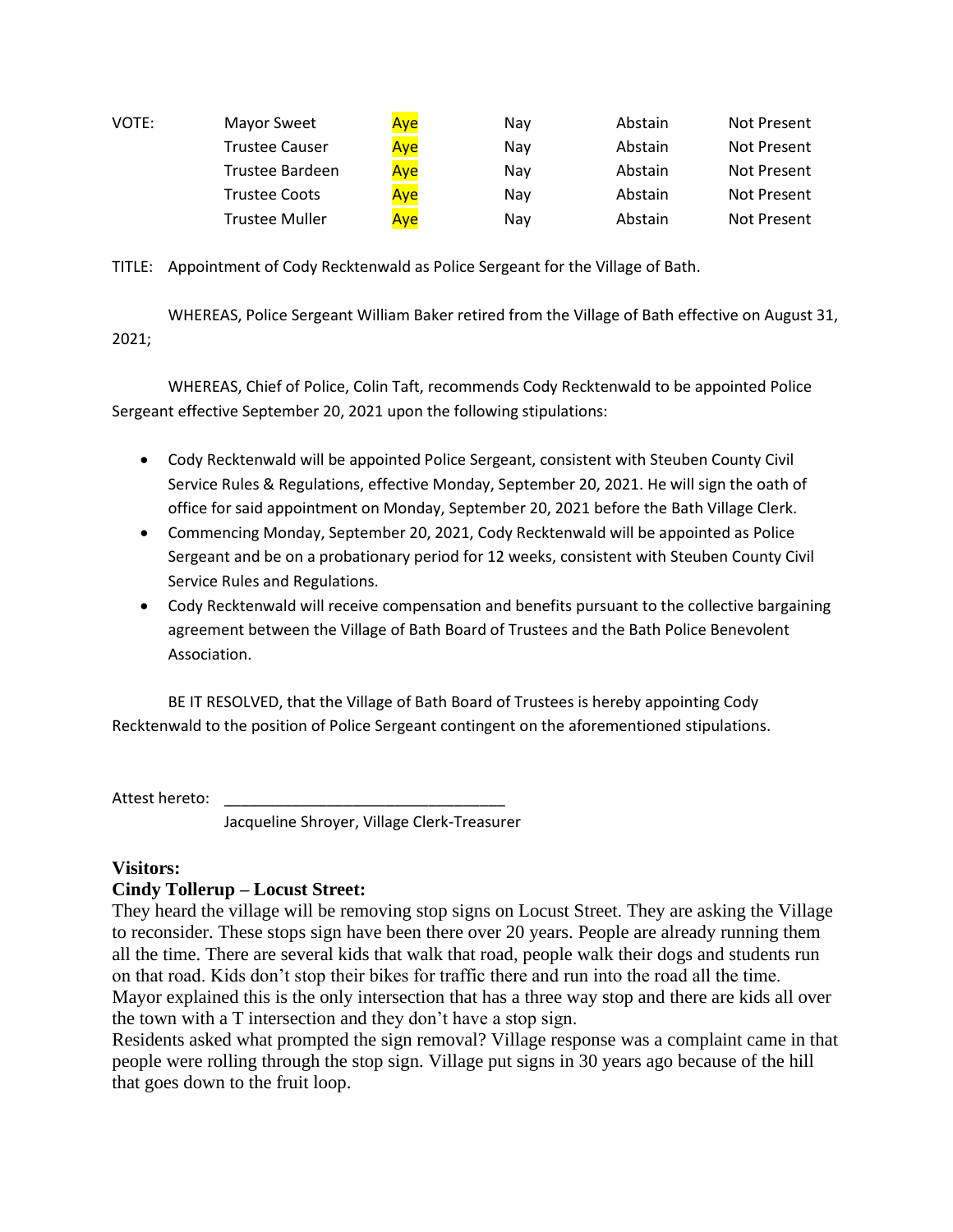| VOTE: | Mayor Sweet | Aye | Nay | Abstain | Not Present |
|---|---|---|---|---|---|
| | Trustee Causer | Aye | Nay | Abstain | Not Present |
| | Trustee Bardeen | Aye | Nay | Abstain | Not Present |
| | Trustee Coots | Aye | Nay | Abstain | Not Present |
| | Trustee Muller | Aye | Nay | Abstain | Not Present |

TITLE: Appointment of Cody Recktenwald as Police Sergeant for the Village of Bath.

WHEREAS, Police Sergeant William Baker retired from the Village of Bath effective on August 31, 2021;

WHEREAS, Chief of Police, Colin Taft, recommends Cody Recktenwald to be appointed Police Sergeant effective September 20, 2021 upon the following stipulations:

- Cody Recktenwald will be appointed Police Sergeant, consistent with Steuben County Civil Service Rules & Regulations, effective Monday, September 20, 2021. He will sign the oath of office for said appointment on Monday, September 20, 2021 before the Bath Village Clerk.
- Commencing Monday, September 20, 2021, Cody Recktenwald will be appointed as Police Sergeant and be on a probationary period for 12 weeks, consistent with Steuben County Civil Service Rules and Regulations.
- Cody Recktenwald will receive compensation and benefits pursuant to the collective bargaining agreement between the Village of Bath Board of Trustees and the Bath Police Benevolent Association.

BE IT RESOLVED, that the Village of Bath Board of Trustees is hereby appointing Cody Recktenwald to the position of Police Sergeant contingent on the aforementioned stipulations.

Attest hereto: _________________________________
Jacqueline Shroyer, Village Clerk-Treasurer

**Visitors:**

**Cindy Tollerup – Locust Street:**

They heard the village will be removing stop signs on Locust Street. They are asking the Village to reconsider. These stops sign have been there over 20 years. People are already running them all the time. There are several kids that walk that road, people walk their dogs and students run on that road. Kids don't stop their bikes for traffic there and run into the road all the time. Mayor explained this is the only intersection that has a three way stop and there are kids all over the town with a T intersection and they don't have a stop sign.

Residents asked what prompted the sign removal? Village response was a complaint came in that people were rolling through the stop sign. Village put signs in 30 years ago because of the hill that goes down to the fruit loop.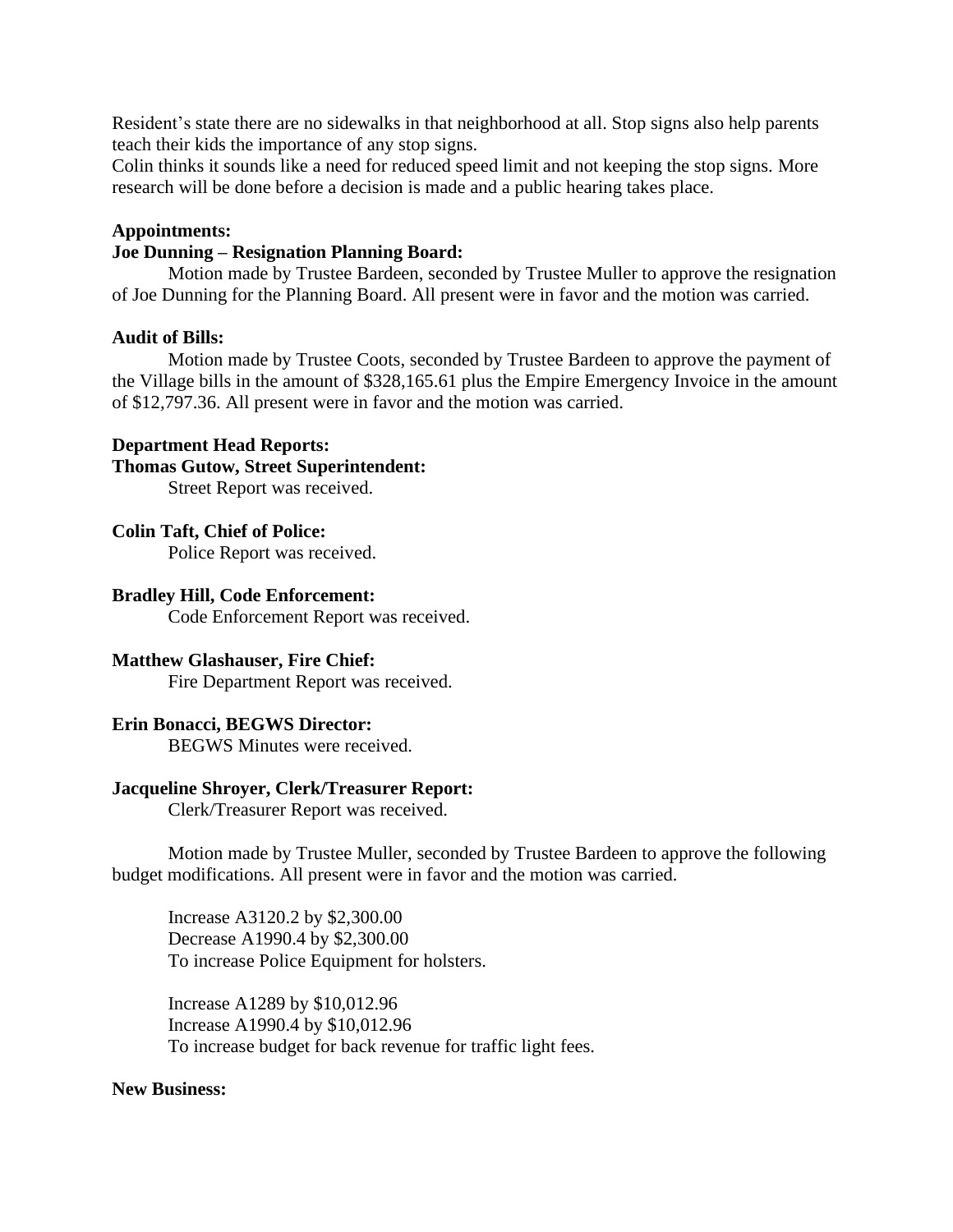Resident's state there are no sidewalks in that neighborhood at all. Stop signs also help parents teach their kids the importance of any stop signs.
Colin thinks it sounds like a need for reduced speed limit and not keeping the stop signs. More research will be done before a decision is made and a public hearing takes place.

**Appointments:**

**Joe Dunning – Resignation Planning Board:**

Motion made by Trustee Bardeen, seconded by Trustee Muller to approve the resignation of Joe Dunning for the Planning Board. All present were in favor and the motion was carried.

**Audit of Bills:**

Motion made by Trustee Coots, seconded by Trustee Bardeen to approve the payment of the Village bills in the amount of $328,165.61 plus the Empire Emergency Invoice in the amount of $12,797.36. All present were in favor and the motion was carried.

**Department Head Reports:**

**Thomas Gutow, Street Superintendent:**

Street Report was received.

**Colin Taft, Chief of Police:**

Police Report was received.

**Bradley Hill, Code Enforcement:**

Code Enforcement Report was received.

**Matthew Glashauser, Fire Chief:**

Fire Department Report was received.

**Erin Bonacci, BEGWS Director:**

BEGWS Minutes were received.

**Jacqueline Shroyer, Clerk/Treasurer Report:**

Clerk/Treasurer Report was received.

Motion made by Trustee Muller, seconded by Trustee Bardeen to approve the following budget modifications. All present were in favor and the motion was carried.

Increase A3120.2 by $2,300.00
Decrease A1990.4 by $2,300.00
To increase Police Equipment for holsters.

Increase A1289 by $10,012.96
Increase A1990.4 by $10,012.96
To increase budget for back revenue for traffic light fees.

**New Business:**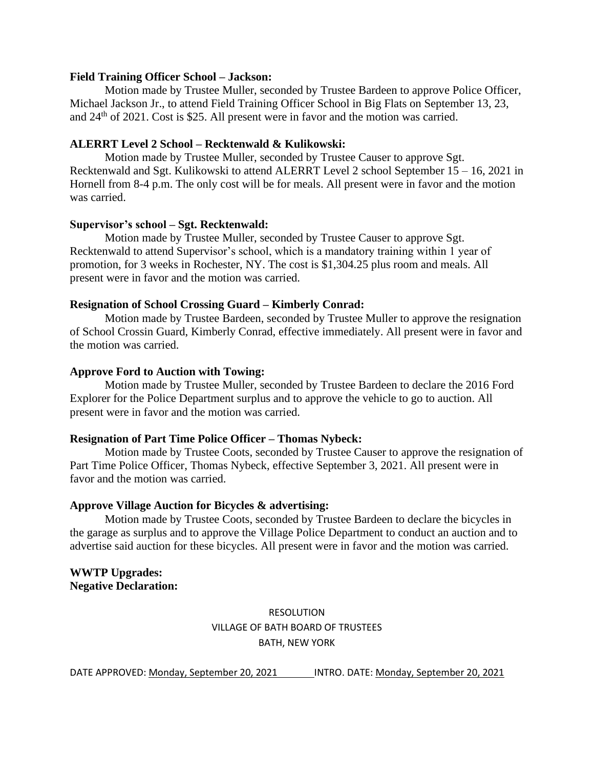**Field Training Officer School – Jackson:**

Motion made by Trustee Muller, seconded by Trustee Bardeen to approve Police Officer, Michael Jackson Jr., to attend Field Training Officer School in Big Flats on September 13, 23, and 24th of 2021. Cost is $25. All present were in favor and the motion was carried.

**ALERRT Level 2 School – Recktenwald & Kulikowski:**

Motion made by Trustee Muller, seconded by Trustee Causer to approve Sgt. Recktenwald and Sgt. Kulikowski to attend ALERRT Level 2 school September 15 – 16, 2021 in Hornell from 8-4 p.m. The only cost will be for meals. All present were in favor and the motion was carried.

**Supervisor's school – Sgt. Recktenwald:**

Motion made by Trustee Muller, seconded by Trustee Causer to approve Sgt. Recktenwald to attend Supervisor's school, which is a mandatory training within 1 year of promotion, for 3 weeks in Rochester, NY. The cost is $1,304.25 plus room and meals. All present were in favor and the motion was carried.

**Resignation of School Crossing Guard – Kimberly Conrad:**

Motion made by Trustee Bardeen, seconded by Trustee Muller to approve the resignation of School Crossin Guard, Kimberly Conrad, effective immediately. All present were in favor and the motion was carried.

**Approve Ford to Auction with Towing:**

Motion made by Trustee Muller, seconded by Trustee Bardeen to declare the 2016 Ford Explorer for the Police Department surplus and to approve the vehicle to go to auction. All present were in favor and the motion was carried.

**Resignation of Part Time Police Officer – Thomas Nybeck:**

Motion made by Trustee Coots, seconded by Trustee Causer to approve the resignation of Part Time Police Officer, Thomas Nybeck, effective September 3, 2021. All present were in favor and the motion was carried.

**Approve Village Auction for Bicycles & advertising:**

Motion made by Trustee Coots, seconded by Trustee Bardeen to declare the bicycles in the garage as surplus and to approve the Village Police Department to conduct an auction and to advertise said auction for these bicycles. All present were in favor and the motion was carried.

**WWTP Upgrades:**
**Negative Declaration:**

RESOLUTION
VILLAGE OF BATH BOARD OF TRUSTEES
BATH, NEW YORK

DATE APPROVED: Monday, September 20, 2021 INTRO. DATE: Monday, September 20, 2021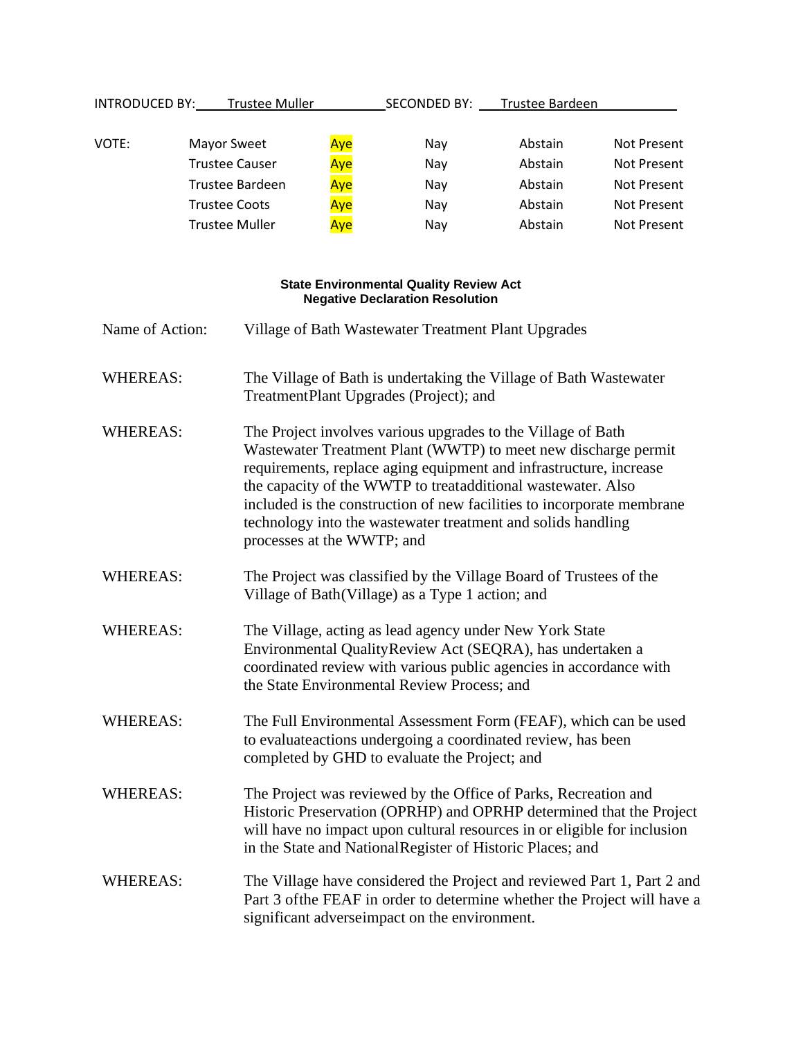INTRODUCED BY: Trustee Muller SECONDED BY: Trustee Bardeen

| VOTE: | | | | | |
|---|---|---|---|---|---|
| | Mayor Sweet | Aye | Nay | Abstain | Not Present |
| | Trustee Causer | Aye | Nay | Abstain | Not Present |
| | Trustee Bardeen | Aye | Nay | Abstain | Not Present |
| | Trustee Coots | Aye | Nay | Abstain | Not Present |
| | Trustee Muller | Aye | Nay | Abstain | Not Present |

**State Environmental Quality Review Act**
**Negative Declaration Resolution**

Name of Action: Village of Bath Wastewater Treatment Plant Upgrades

WHEREAS: The Village of Bath is undertaking the Village of Bath Wastewater TreatmentPlant Upgrades (Project); and

WHEREAS: The Project involves various upgrades to the Village of Bath Wastewater Treatment Plant (WWTP) to meet new discharge permit requirements, replace aging equipment and infrastructure, increase the capacity of the WWTP to treatadditional wastewater. Also included is the construction of new facilities to incorporate membrane technology into the wastewater treatment and solids handling processes at the WWTP; and

WHEREAS: The Project was classified by the Village Board of Trustees of the Village of Bath(Village) as a Type 1 action; and

WHEREAS: The Village, acting as lead agency under New York State Environmental QualityReview Act (SEQRA), has undertaken a coordinated review with various public agencies in accordance with the State Environmental Review Process; and

WHEREAS: The Full Environmental Assessment Form (FEAF), which can be used to evaluateactions undergoing a coordinated review, has been completed by GHD to evaluate the Project; and

WHEREAS: The Project was reviewed by the Office of Parks, Recreation and Historic Preservation (OPRHP) and OPRHP determined that the Project will have no impact upon cultural resources in or eligible for inclusion in the State and NationalRegister of Historic Places; and

WHEREAS: The Village have considered the Project and reviewed Part 1, Part 2 and Part 3 ofthe FEAF in order to determine whether the Project will have a significant adverseimpact on the environment.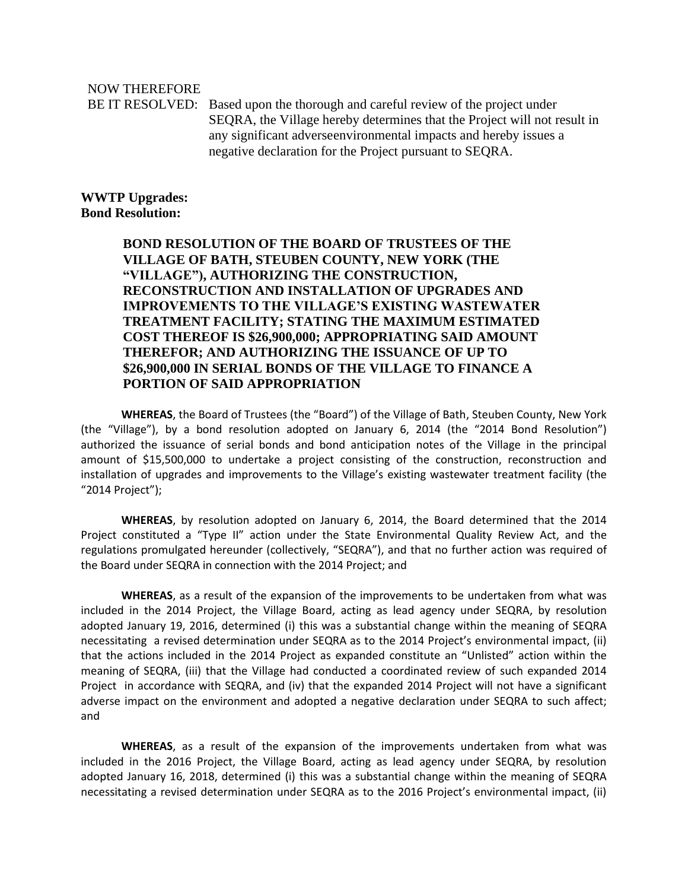NOW THEREFORE
BE IT RESOLVED: Based upon the thorough and careful review of the project under SEQRA, the Village hereby determines that the Project will not result in any significant adverseenvironmental impacts and hereby issues a negative declaration for the Project pursuant to SEQRA.

**WWTP Upgrades:**
**Bond Resolution:**

**BOND RESOLUTION OF THE BOARD OF TRUSTEES OF THE VILLAGE OF BATH, STEUBEN COUNTY, NEW YORK (THE "VILLAGE"), AUTHORIZING THE CONSTRUCTION, RECONSTRUCTION AND INSTALLATION OF UPGRADES AND IMPROVEMENTS TO THE VILLAGE'S EXISTING WASTEWATER TREATMENT FACILITY; STATING THE MAXIMUM ESTIMATED COST THEREOF IS $26,900,000; APPROPRIATING SAID AMOUNT THEREFOR; AND AUTHORIZING THE ISSUANCE OF UP TO $26,900,000 IN SERIAL BONDS OF THE VILLAGE TO FINANCE A PORTION OF SAID APPROPRIATION**

**WHEREAS**, the Board of Trustees (the "Board") of the Village of Bath, Steuben County, New York (the "Village"), by a bond resolution adopted on January 6, 2014 (the "2014 Bond Resolution") authorized the issuance of serial bonds and bond anticipation notes of the Village in the principal amount of $15,500,000 to undertake a project consisting of the construction, reconstruction and installation of upgrades and improvements to the Village's existing wastewater treatment facility (the "2014 Project");

**WHEREAS**, by resolution adopted on January 6, 2014, the Board determined that the 2014 Project constituted a "Type II" action under the State Environmental Quality Review Act, and the regulations promulgated hereunder (collectively, "SEQRA"), and that no further action was required of the Board under SEQRA in connection with the 2014 Project; and

**WHEREAS**, as a result of the expansion of the improvements to be undertaken from what was included in the 2014 Project, the Village Board, acting as lead agency under SEQRA, by resolution adopted January 19, 2016, determined (i) this was a substantial change within the meaning of SEQRA necessitating a revised determination under SEQRA as to the 2014 Project's environmental impact, (ii) that the actions included in the 2014 Project as expanded constitute an "Unlisted" action within the meaning of SEQRA, (iii) that the Village had conducted a coordinated review of such expanded 2014 Project in accordance with SEQRA, and (iv) that the expanded 2014 Project will not have a significant adverse impact on the environment and adopted a negative declaration under SEQRA to such affect; and

**WHEREAS**, as a result of the expansion of the improvements undertaken from what was included in the 2016 Project, the Village Board, acting as lead agency under SEQRA, by resolution adopted January 16, 2018, determined (i) this was a substantial change within the meaning of SEQRA necessitating a revised determination under SEQRA as to the 2016 Project's environmental impact, (ii)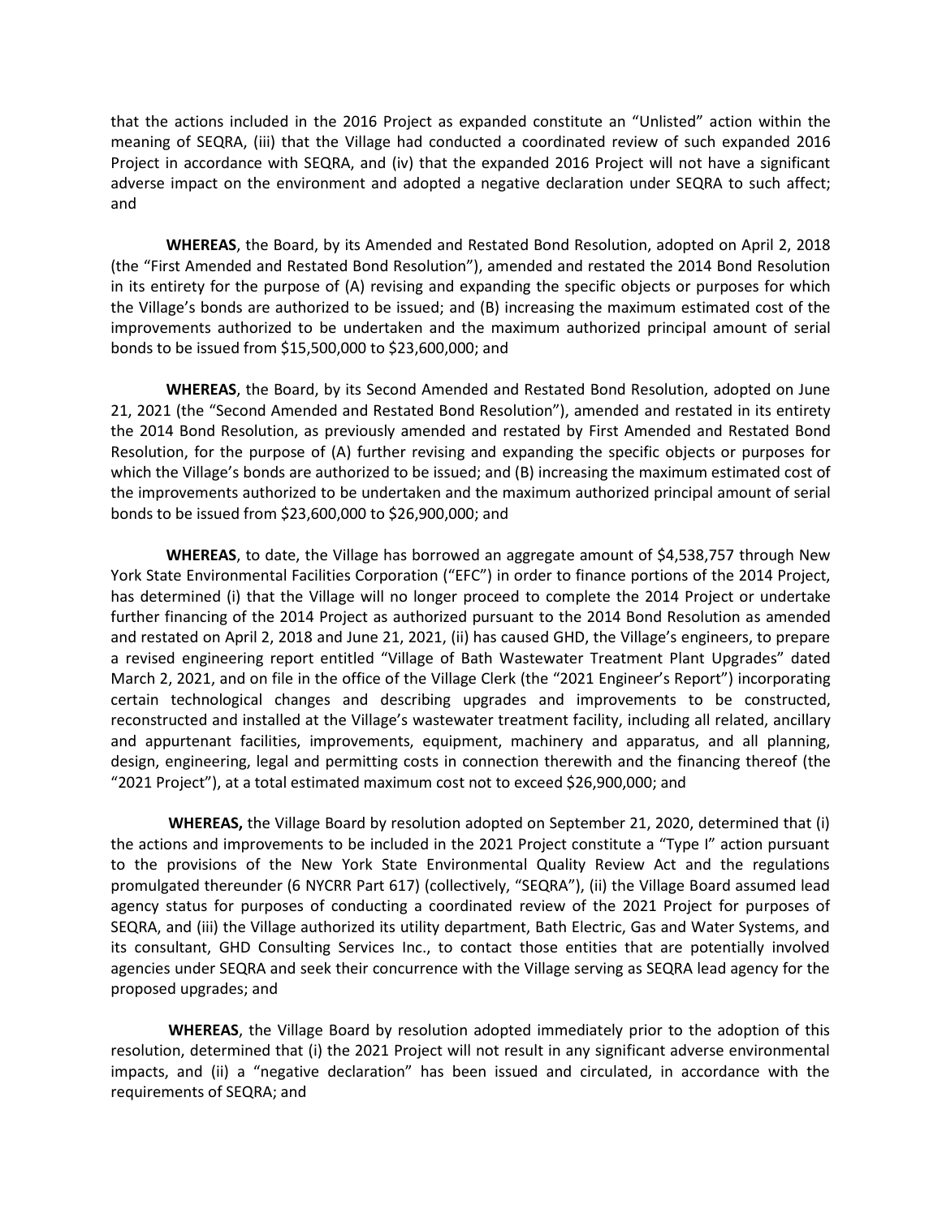that the actions included in the 2016 Project as expanded constitute an "Unlisted" action within the meaning of SEQRA, (iii) that the Village had conducted a coordinated review of such expanded 2016 Project in accordance with SEQRA, and (iv) that the expanded 2016 Project will not have a significant adverse impact on the environment and adopted a negative declaration under SEQRA to such affect; and

**WHEREAS**, the Board, by its Amended and Restated Bond Resolution, adopted on April 2, 2018 (the "First Amended and Restated Bond Resolution"), amended and restated the 2014 Bond Resolution in its entirety for the purpose of (A) revising and expanding the specific objects or purposes for which the Village's bonds are authorized to be issued; and (B) increasing the maximum estimated cost of the improvements authorized to be undertaken and the maximum authorized principal amount of serial bonds to be issued from $15,500,000 to $23,600,000; and

**WHEREAS**, the Board, by its Second Amended and Restated Bond Resolution, adopted on June 21, 2021 (the "Second Amended and Restated Bond Resolution"), amended and restated in its entirety the 2014 Bond Resolution, as previously amended and restated by First Amended and Restated Bond Resolution, for the purpose of (A) further revising and expanding the specific objects or purposes for which the Village's bonds are authorized to be issued; and (B) increasing the maximum estimated cost of the improvements authorized to be undertaken and the maximum authorized principal amount of serial bonds to be issued from $23,600,000 to $26,900,000; and

**WHEREAS**, to date, the Village has borrowed an aggregate amount of $4,538,757 through New York State Environmental Facilities Corporation ("EFC") in order to finance portions of the 2014 Project, has determined (i) that the Village will no longer proceed to complete the 2014 Project or undertake further financing of the 2014 Project as authorized pursuant to the 2014 Bond Resolution as amended and restated on April 2, 2018 and June 21, 2021, (ii) has caused GHD, the Village's engineers, to prepare a revised engineering report entitled "Village of Bath Wastewater Treatment Plant Upgrades" dated March 2, 2021, and on file in the office of the Village Clerk (the "2021 Engineer's Report") incorporating certain technological changes and describing upgrades and improvements to be constructed, reconstructed and installed at the Village's wastewater treatment facility, including all related, ancillary and appurtenant facilities, improvements, equipment, machinery and apparatus, and all planning, design, engineering, legal and permitting costs in connection therewith and the financing thereof (the "2021 Project"), at a total estimated maximum cost not to exceed $26,900,000; and

**WHEREAS,** the Village Board by resolution adopted on September 21, 2020, determined that (i) the actions and improvements to be included in the 2021 Project constitute a "Type I" action pursuant to the provisions of the New York State Environmental Quality Review Act and the regulations promulgated thereunder (6 NYCRR Part 617) (collectively, "SEQRA"), (ii) the Village Board assumed lead agency status for purposes of conducting a coordinated review of the 2021 Project for purposes of SEQRA, and (iii) the Village authorized its utility department, Bath Electric, Gas and Water Systems, and its consultant, GHD Consulting Services Inc., to contact those entities that are potentially involved agencies under SEQRA and seek their concurrence with the Village serving as SEQRA lead agency for the proposed upgrades; and

**WHEREAS**, the Village Board by resolution adopted immediately prior to the adoption of this resolution, determined that (i) the 2021 Project will not result in any significant adverse environmental impacts, and (ii) a "negative declaration" has been issued and circulated, in accordance with the requirements of SEQRA; and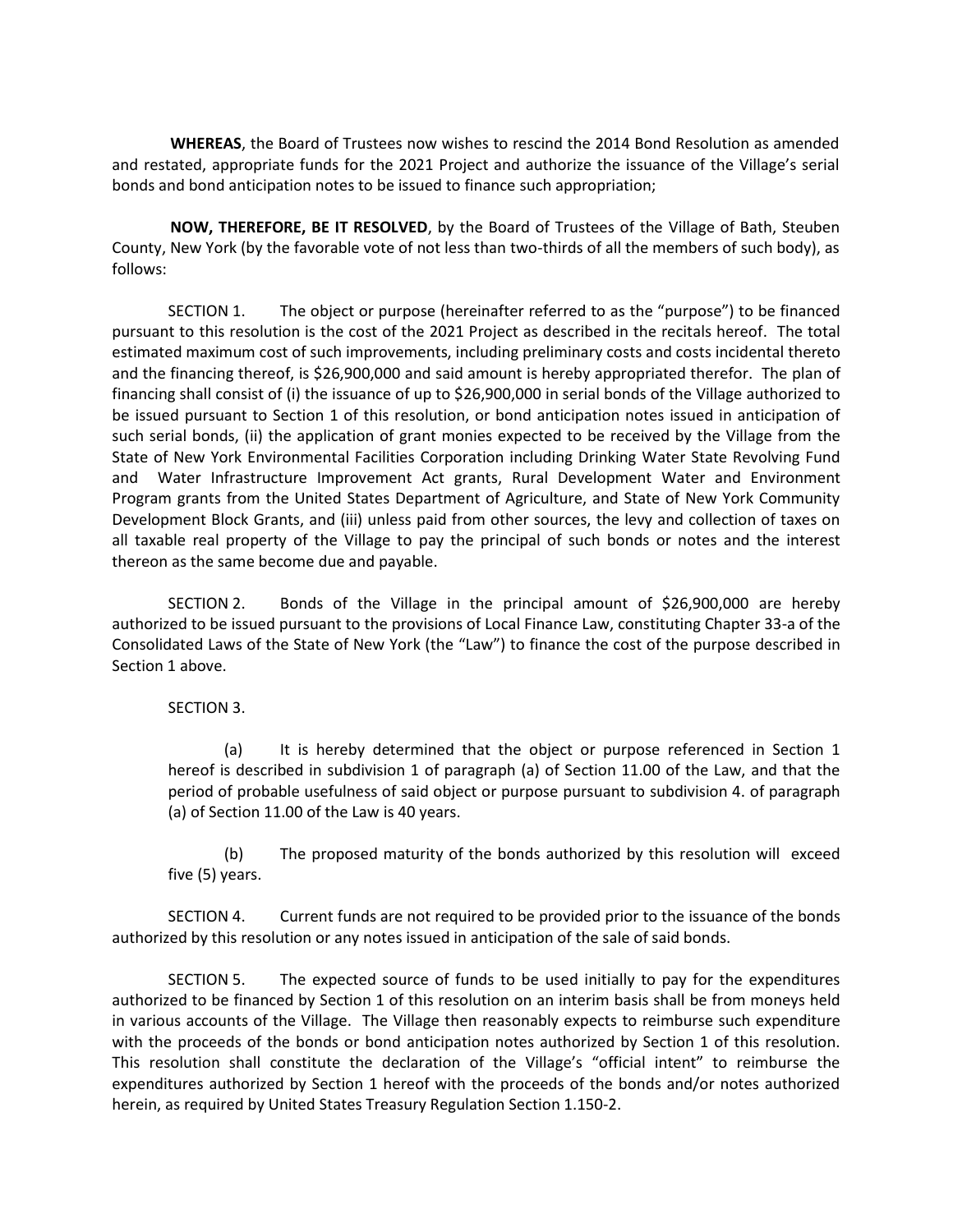**WHEREAS**, the Board of Trustees now wishes to rescind the 2014 Bond Resolution as amended and restated, appropriate funds for the 2021 Project and authorize the issuance of the Village's serial bonds and bond anticipation notes to be issued to finance such appropriation;

**NOW, THEREFORE, BE IT RESOLVED**, by the Board of Trustees of the Village of Bath, Steuben County, New York (by the favorable vote of not less than two-thirds of all the members of such body), as follows:

SECTION 1. The object or purpose (hereinafter referred to as the "purpose") to be financed pursuant to this resolution is the cost of the 2021 Project as described in the recitals hereof. The total estimated maximum cost of such improvements, including preliminary costs and costs incidental thereto and the financing thereof, is $26,900,000 and said amount is hereby appropriated therefor. The plan of financing shall consist of (i) the issuance of up to $26,900,000 in serial bonds of the Village authorized to be issued pursuant to Section 1 of this resolution, or bond anticipation notes issued in anticipation of such serial bonds, (ii) the application of grant monies expected to be received by the Village from the State of New York Environmental Facilities Corporation including Drinking Water State Revolving Fund and Water Infrastructure Improvement Act grants, Rural Development Water and Environment Program grants from the United States Department of Agriculture, and State of New York Community Development Block Grants, and (iii) unless paid from other sources, the levy and collection of taxes on all taxable real property of the Village to pay the principal of such bonds or notes and the interest thereon as the same become due and payable.

SECTION 2. Bonds of the Village in the principal amount of $26,900,000 are hereby authorized to be issued pursuant to the provisions of Local Finance Law, constituting Chapter 33-a of the Consolidated Laws of the State of New York (the "Law") to finance the cost of the purpose described in Section 1 above.

SECTION 3.

(a) It is hereby determined that the object or purpose referenced in Section 1 hereof is described in subdivision 1 of paragraph (a) of Section 11.00 of the Law, and that the period of probable usefulness of said object or purpose pursuant to subdivision 4. of paragraph (a) of Section 11.00 of the Law is 40 years.

(b) The proposed maturity of the bonds authorized by this resolution will exceed five (5) years.

SECTION 4. Current funds are not required to be provided prior to the issuance of the bonds authorized by this resolution or any notes issued in anticipation of the sale of said bonds.

SECTION 5. The expected source of funds to be used initially to pay for the expenditures authorized to be financed by Section 1 of this resolution on an interim basis shall be from moneys held in various accounts of the Village. The Village then reasonably expects to reimburse such expenditure with the proceeds of the bonds or bond anticipation notes authorized by Section 1 of this resolution. This resolution shall constitute the declaration of the Village's "official intent" to reimburse the expenditures authorized by Section 1 hereof with the proceeds of the bonds and/or notes authorized herein, as required by United States Treasury Regulation Section 1.150-2.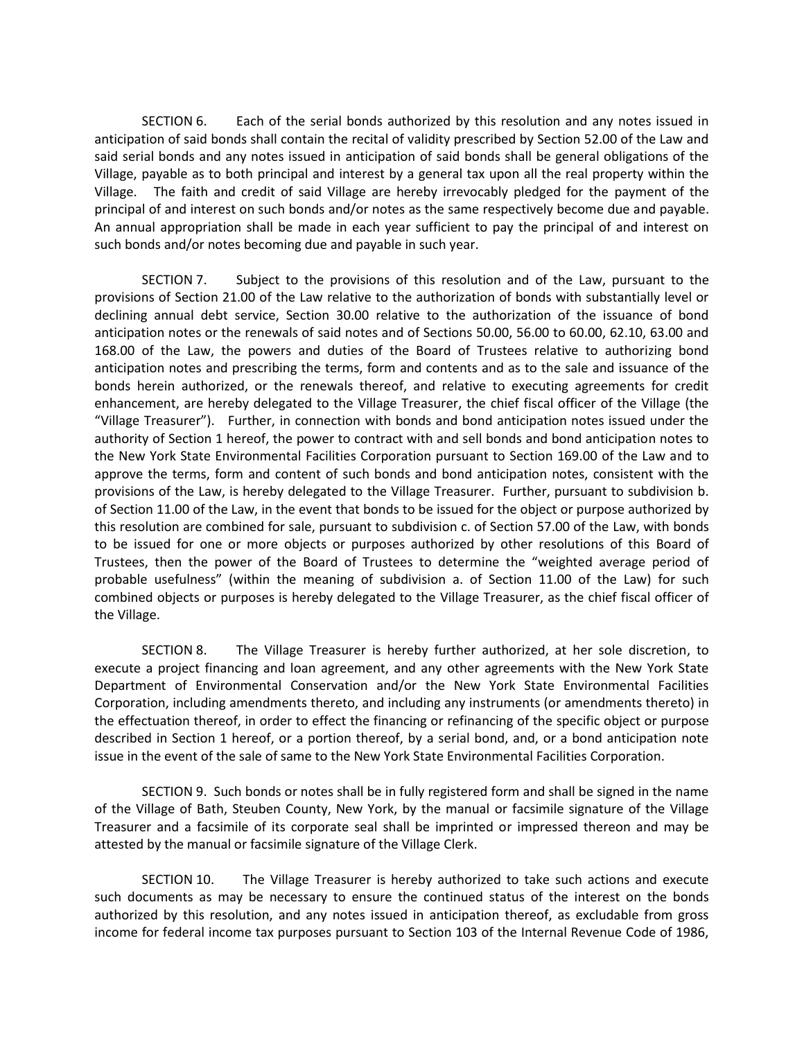SECTION 6. Each of the serial bonds authorized by this resolution and any notes issued in anticipation of said bonds shall contain the recital of validity prescribed by Section 52.00 of the Law and said serial bonds and any notes issued in anticipation of said bonds shall be general obligations of the Village, payable as to both principal and interest by a general tax upon all the real property within the Village. The faith and credit of said Village are hereby irrevocably pledged for the payment of the principal of and interest on such bonds and/or notes as the same respectively become due and payable. An annual appropriation shall be made in each year sufficient to pay the principal of and interest on such bonds and/or notes becoming due and payable in such year.

SECTION 7. Subject to the provisions of this resolution and of the Law, pursuant to the provisions of Section 21.00 of the Law relative to the authorization of bonds with substantially level or declining annual debt service, Section 30.00 relative to the authorization of the issuance of bond anticipation notes or the renewals of said notes and of Sections 50.00, 56.00 to 60.00, 62.10, 63.00 and 168.00 of the Law, the powers and duties of the Board of Trustees relative to authorizing bond anticipation notes and prescribing the terms, form and contents and as to the sale and issuance of the bonds herein authorized, or the renewals thereof, and relative to executing agreements for credit enhancement, are hereby delegated to the Village Treasurer, the chief fiscal officer of the Village (the "Village Treasurer"). Further, in connection with bonds and bond anticipation notes issued under the authority of Section 1 hereof, the power to contract with and sell bonds and bond anticipation notes to the New York State Environmental Facilities Corporation pursuant to Section 169.00 of the Law and to approve the terms, form and content of such bonds and bond anticipation notes, consistent with the provisions of the Law, is hereby delegated to the Village Treasurer. Further, pursuant to subdivision b. of Section 11.00 of the Law, in the event that bonds to be issued for the object or purpose authorized by this resolution are combined for sale, pursuant to subdivision c. of Section 57.00 of the Law, with bonds to be issued for one or more objects or purposes authorized by other resolutions of this Board of Trustees, then the power of the Board of Trustees to determine the "weighted average period of probable usefulness" (within the meaning of subdivision a. of Section 11.00 of the Law) for such combined objects or purposes is hereby delegated to the Village Treasurer, as the chief fiscal officer of the Village.

SECTION 8. The Village Treasurer is hereby further authorized, at her sole discretion, to execute a project financing and loan agreement, and any other agreements with the New York State Department of Environmental Conservation and/or the New York State Environmental Facilities Corporation, including amendments thereto, and including any instruments (or amendments thereto) in the effectuation thereof, in order to effect the financing or refinancing of the specific object or purpose described in Section 1 hereof, or a portion thereof, by a serial bond, and, or a bond anticipation note issue in the event of the sale of same to the New York State Environmental Facilities Corporation.

SECTION 9. Such bonds or notes shall be in fully registered form and shall be signed in the name of the Village of Bath, Steuben County, New York, by the manual or facsimile signature of the Village Treasurer and a facsimile of its corporate seal shall be imprinted or impressed thereon and may be attested by the manual or facsimile signature of the Village Clerk.

SECTION 10. The Village Treasurer is hereby authorized to take such actions and execute such documents as may be necessary to ensure the continued status of the interest on the bonds authorized by this resolution, and any notes issued in anticipation thereof, as excludable from gross income for federal income tax purposes pursuant to Section 103 of the Internal Revenue Code of 1986,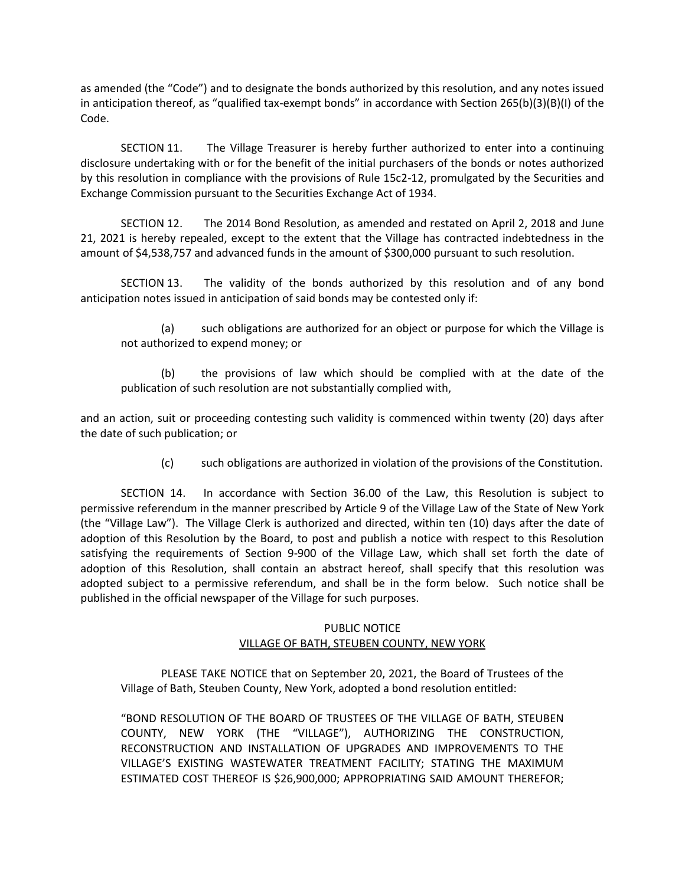as amended (the "Code") and to designate the bonds authorized by this resolution, and any notes issued in anticipation thereof, as "qualified tax-exempt bonds" in accordance with Section 265(b)(3)(B)(I) of the Code.

SECTION 11. The Village Treasurer is hereby further authorized to enter into a continuing disclosure undertaking with or for the benefit of the initial purchasers of the bonds or notes authorized by this resolution in compliance with the provisions of Rule 15c2-12, promulgated by the Securities and Exchange Commission pursuant to the Securities Exchange Act of 1934.

SECTION 12. The 2014 Bond Resolution, as amended and restated on April 2, 2018 and June 21, 2021 is hereby repealed, except to the extent that the Village has contracted indebtedness in the amount of $4,538,757 and advanced funds in the amount of $300,000 pursuant to such resolution.

SECTION 13. The validity of the bonds authorized by this resolution and of any bond anticipation notes issued in anticipation of said bonds may be contested only if:

(a) such obligations are authorized for an object or purpose for which the Village is not authorized to expend money; or

(b) the provisions of law which should be complied with at the date of the publication of such resolution are not substantially complied with,

and an action, suit or proceeding contesting such validity is commenced within twenty (20) days after the date of such publication; or

(c) such obligations are authorized in violation of the provisions of the Constitution.

SECTION 14. In accordance with Section 36.00 of the Law, this Resolution is subject to permissive referendum in the manner prescribed by Article 9 of the Village Law of the State of New York (the "Village Law"). The Village Clerk is authorized and directed, within ten (10) days after the date of adoption of this Resolution by the Board, to post and publish a notice with respect to this Resolution satisfying the requirements of Section 9-900 of the Village Law, which shall set forth the date of adoption of this Resolution, shall contain an abstract hereof, shall specify that this resolution was adopted subject to a permissive referendum, and shall be in the form below. Such notice shall be published in the official newspaper of the Village for such purposes.

PUBLIC NOTICE
VILLAGE OF BATH, STEUBEN COUNTY, NEW YORK

PLEASE TAKE NOTICE that on September 20, 2021, the Board of Trustees of the Village of Bath, Steuben County, New York, adopted a bond resolution entitled:

"BOND RESOLUTION OF THE BOARD OF TRUSTEES OF THE VILLAGE OF BATH, STEUBEN COUNTY, NEW YORK (THE "VILLAGE"), AUTHORIZING THE CONSTRUCTION, RECONSTRUCTION AND INSTALLATION OF UPGRADES AND IMPROVEMENTS TO THE VILLAGE'S EXISTING WASTEWATER TREATMENT FACILITY; STATING THE MAXIMUM ESTIMATED COST THEREOF IS $26,900,000; APPROPRIATING SAID AMOUNT THEREFOR;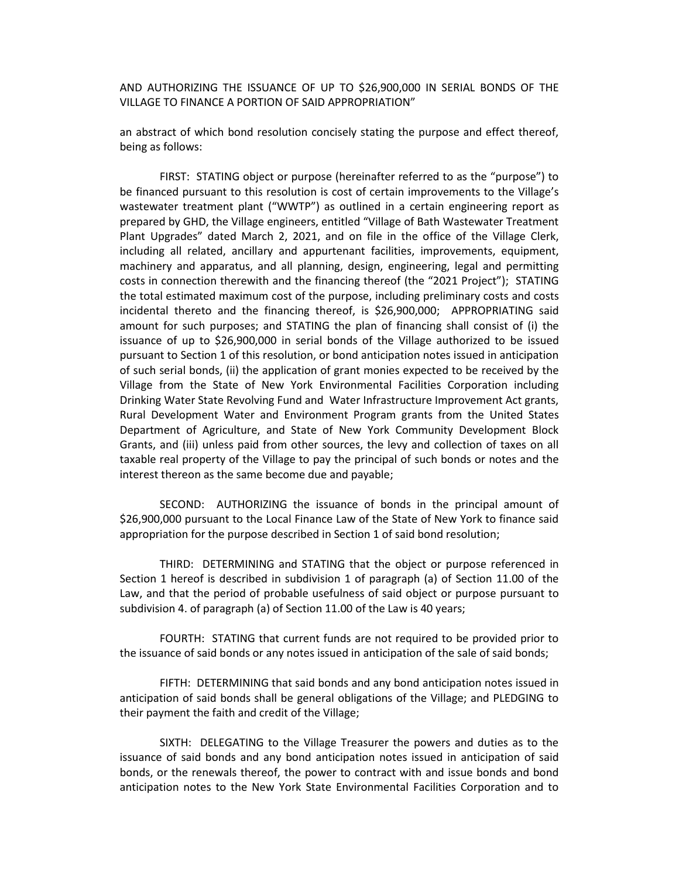AND AUTHORIZING THE ISSUANCE OF UP TO $26,900,000 IN SERIAL BONDS OF THE VILLAGE TO FINANCE A PORTION OF SAID APPROPRIATION"

an abstract of which bond resolution concisely stating the purpose and effect thereof, being as follows:

FIRST: STATING object or purpose (hereinafter referred to as the "purpose") to be financed pursuant to this resolution is cost of certain improvements to the Village's wastewater treatment plant ("WWTP") as outlined in a certain engineering report as prepared by GHD, the Village engineers, entitled "Village of Bath Wastewater Treatment Plant Upgrades" dated March 2, 2021, and on file in the office of the Village Clerk, including all related, ancillary and appurtenant facilities, improvements, equipment, machinery and apparatus, and all planning, design, engineering, legal and permitting costs in connection therewith and the financing thereof (the "2021 Project"); STATING the total estimated maximum cost of the purpose, including preliminary costs and costs incidental thereto and the financing thereof, is $26,900,000; APPROPRIATING said amount for such purposes; and STATING the plan of financing shall consist of (i) the issuance of up to $26,900,000 in serial bonds of the Village authorized to be issued pursuant to Section 1 of this resolution, or bond anticipation notes issued in anticipation of such serial bonds, (ii) the application of grant monies expected to be received by the Village from the State of New York Environmental Facilities Corporation including Drinking Water State Revolving Fund and Water Infrastructure Improvement Act grants, Rural Development Water and Environment Program grants from the United States Department of Agriculture, and State of New York Community Development Block Grants, and (iii) unless paid from other sources, the levy and collection of taxes on all taxable real property of the Village to pay the principal of such bonds or notes and the interest thereon as the same become due and payable;

SECOND: AUTHORIZING the issuance of bonds in the principal amount of $26,900,000 pursuant to the Local Finance Law of the State of New York to finance said appropriation for the purpose described in Section 1 of said bond resolution;

THIRD: DETERMINING and STATING that the object or purpose referenced in Section 1 hereof is described in subdivision 1 of paragraph (a) of Section 11.00 of the Law, and that the period of probable usefulness of said object or purpose pursuant to subdivision 4. of paragraph (a) of Section 11.00 of the Law is 40 years;

FOURTH: STATING that current funds are not required to be provided prior to the issuance of said bonds or any notes issued in anticipation of the sale of said bonds;

FIFTH: DETERMINING that said bonds and any bond anticipation notes issued in anticipation of said bonds shall be general obligations of the Village; and PLEDGING to their payment the faith and credit of the Village;

SIXTH: DELEGATING to the Village Treasurer the powers and duties as to the issuance of said bonds and any bond anticipation notes issued in anticipation of said bonds, or the renewals thereof, the power to contract with and issue bonds and bond anticipation notes to the New York State Environmental Facilities Corporation and to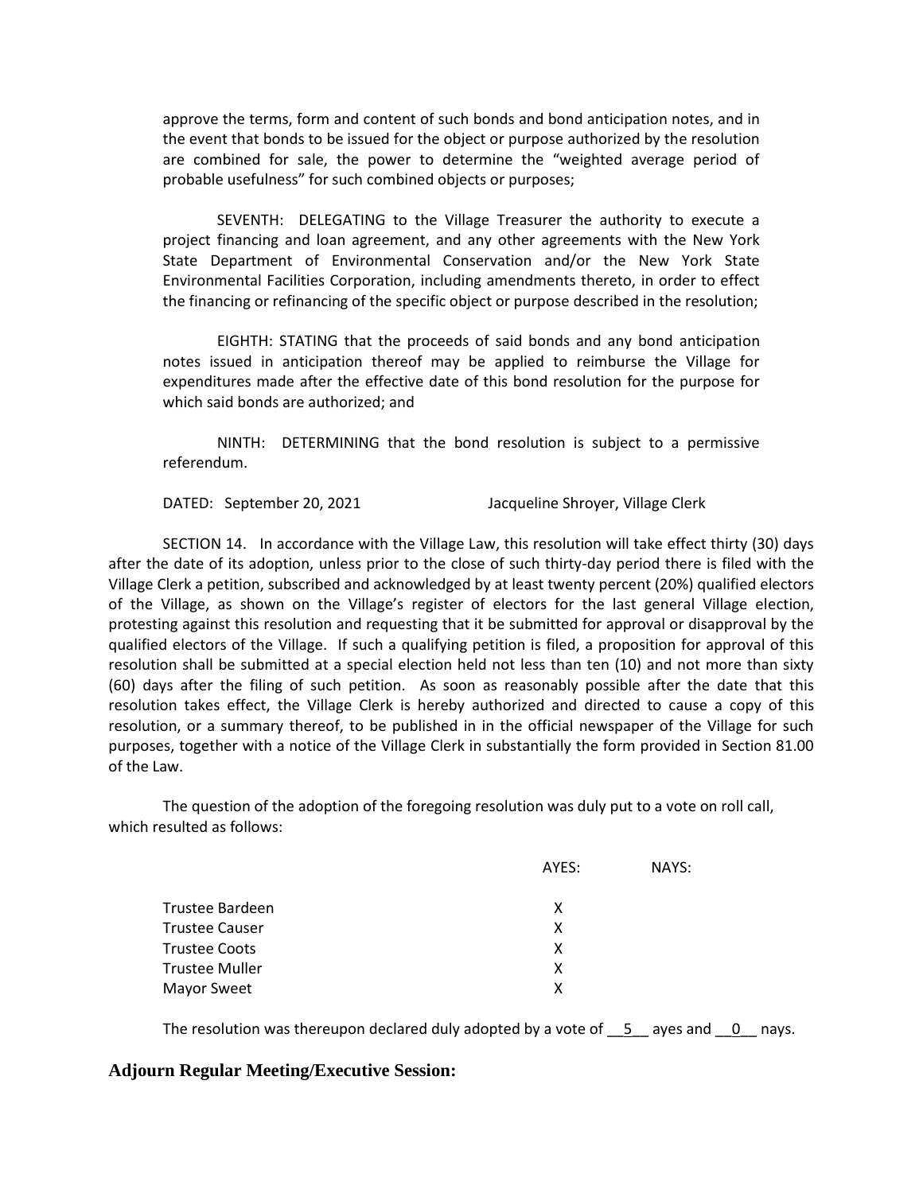approve the terms, form and content of such bonds and bond anticipation notes, and in the event that bonds to be issued for the object or purpose authorized by the resolution are combined for sale, the power to determine the "weighted average period of probable usefulness" for such combined objects or purposes;

SEVENTH: DELEGATING to the Village Treasurer the authority to execute a project financing and loan agreement, and any other agreements with the New York State Department of Environmental Conservation and/or the New York State Environmental Facilities Corporation, including amendments thereto, in order to effect the financing or refinancing of the specific object or purpose described in the resolution;

EIGHTH: STATING that the proceeds of said bonds and any bond anticipation notes issued in anticipation thereof may be applied to reimburse the Village for expenditures made after the effective date of this bond resolution for the purpose for which said bonds are authorized; and

NINTH: DETERMINING that the bond resolution is subject to a permissive referendum.

DATED: September 20, 2021 Jacqueline Shroyer, Village Clerk

SECTION 14. In accordance with the Village Law, this resolution will take effect thirty (30) days after the date of its adoption, unless prior to the close of such thirty-day period there is filed with the Village Clerk a petition, subscribed and acknowledged by at least twenty percent (20%) qualified electors of the Village, as shown on the Village's register of electors for the last general Village election, protesting against this resolution and requesting that it be submitted for approval or disapproval by the qualified electors of the Village. If such a qualifying petition is filed, a proposition for approval of this resolution shall be submitted at a special election held not less than ten (10) and not more than sixty (60) days after the filing of such petition. As soon as reasonably possible after the date that this resolution takes effect, the Village Clerk is hereby authorized and directed to cause a copy of this resolution, or a summary thereof, to be published in in the official newspaper of the Village for such purposes, together with a notice of the Village Clerk in substantially the form provided in Section 81.00 of the Law.

The question of the adoption of the foregoing resolution was duly put to a vote on roll call, which resulted as follows:

| | AYES: | NAYS: |
|---|---|---|
| Trustee Bardeen | X | |
| Trustee Causer | X | |
| Trustee Coots | X | |
| Trustee Muller | X | |
| Mayor Sweet | X | |

The resolution was thereupon declared duly adopted by a vote of \_\_5\_\_ ayes and \_\_0\_\_ nays.

**Adjourn Regular Meeting/Executive Session:**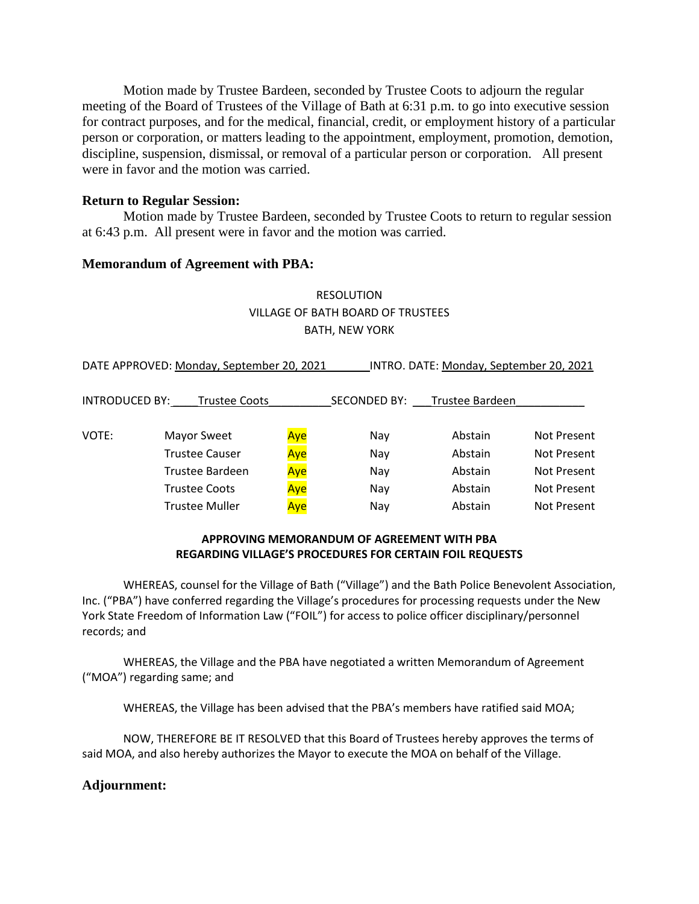Motion made by Trustee Bardeen, seconded by Trustee Coots to adjourn the regular meeting of the Board of Trustees of the Village of Bath at 6:31 p.m. to go into executive session for contract purposes, and for the medical, financial, credit, or employment history of a particular person or corporation, or matters leading to the appointment, employment, promotion, demotion, discipline, suspension, dismissal, or removal of a particular person or corporation. All present were in favor and the motion was carried.

### Return to Regular Session:

Motion made by Trustee Bardeen, seconded by Trustee Coots to return to regular session at 6:43 p.m. All present were in favor and the motion was carried.

### Memorandum of Agreement with PBA:

RESOLUTION
VILLAGE OF BATH BOARD OF TRUSTEES
BATH, NEW YORK

DATE APPROVED: Monday, September 20, 2021 INTRO. DATE: Monday, September 20, 2021

INTRODUCED BY: Trustee Coots SECONDED BY: Trustee Bardeen

| VOTE: | | | | | |
|---|---|---|---|---|---|
| | Mayor Sweet | Aye | Nay | Abstain | Not Present |
| | Trustee Causer | Aye | Nay | Abstain | Not Present |
| | Trustee Bardeen | Aye | Nay | Abstain | Not Present |
| | Trustee Coots | Aye | Nay | Abstain | Not Present |
| | Trustee Muller | Aye | Nay | Abstain | Not Present |

**APPROVING MEMORANDUM OF AGREEMENT WITH PBA**
**REGARDING VILLAGE'S PROCEDURES FOR CERTAIN FOIL REQUESTS**

WHEREAS, counsel for the Village of Bath ("Village") and the Bath Police Benevolent Association, Inc. ("PBA") have conferred regarding the Village's procedures for processing requests under the New York State Freedom of Information Law ("FOIL") for access to police officer disciplinary/personnel records; and

WHEREAS, the Village and the PBA have negotiated a written Memorandum of Agreement ("MOA") regarding same; and

WHEREAS, the Village has been advised that the PBA's members have ratified said MOA;

NOW, THEREFORE BE IT RESOLVED that this Board of Trustees hereby approves the terms of said MOA, and also hereby authorizes the Mayor to execute the MOA on behalf of the Village.

### Adjournment: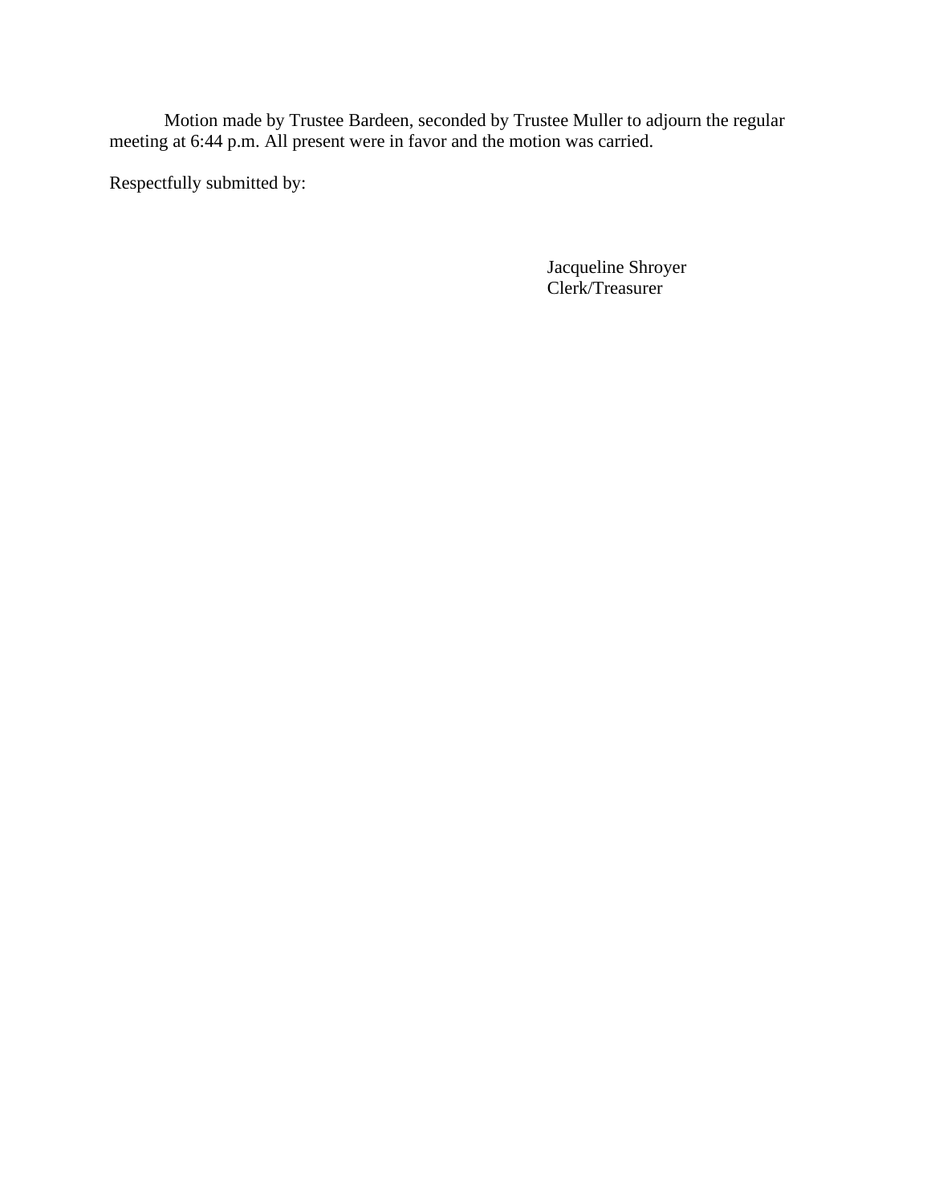Motion made by Trustee Bardeen, seconded by Trustee Muller to adjourn the regular meeting at 6:44 p.m. All present were in favor and the motion was carried.

Respectfully submitted by:

Jacqueline Shroyer
Clerk/Treasurer